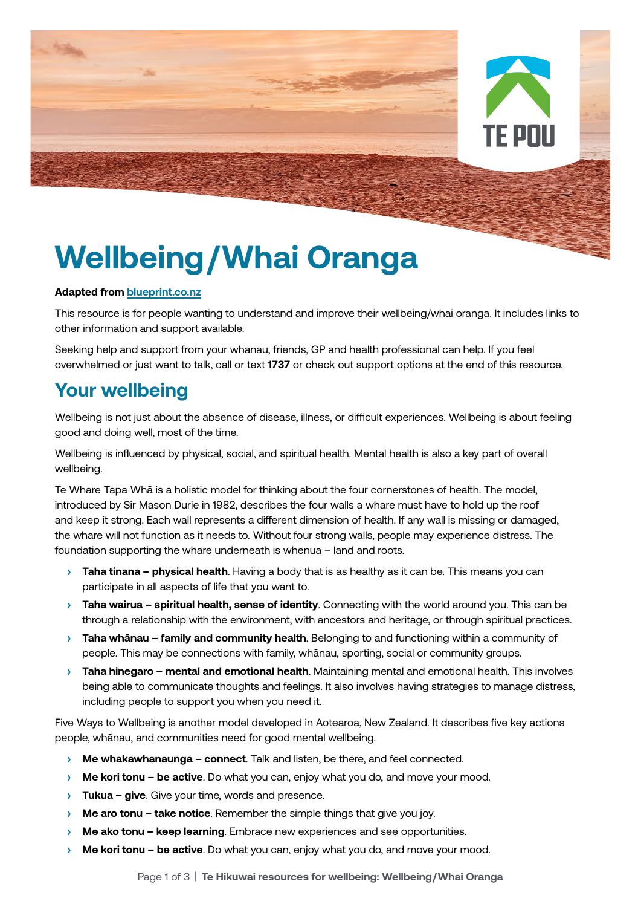# Wellbeing/Whai Oranga

**Adapted from blueprint.co.nz**

This resource is for people wanting to understand and improve their wellbeing/whai oranga. It includes links to other information and support available.

Seeking help and support from your whānau, friends, GP and health professional can help. If you feel overwhelmed or just want to talk, call or text **1737** or check out support options at the end of this resource.

## Your wellbeing

Wellbeing is not just about the absence of disease, illness, or difficult experiences. Wellbeing is about feeling good and doing well, most of the time.

Wellbeing is influenced by physical, social, and spiritual health. Mental health is also a key part of overall wellbeing.

Te Whare Tapa Whā is a holistic model for thinking about the four cornerstones of health. The model, introduced by Sir Mason Durie in 1982, describes the four walls a whare must have to hold up the roof and keep it strong. Each wall represents a different dimension of health. If any wall is missing or damaged, the whare will not function as it needs to. Without four strong walls, people may experience distress. The foundation supporting the whare underneath is whenua – land and roots.

- **Taha tinana – physical health**. Having a body that is as healthy as it can be. This means you can participate in all aspects of life that you want to.
- **Taha wairua – spiritual health, sense of identity**. Connecting with the world around you. This can be through a relationship with the environment, with ancestors and heritage, or through spiritual practices.
- **Taha whānau – family and community health**. Belonging to and functioning within a community of people. This may be connections with family, whānau, sporting, social or community groups.
- **Taha hinegaro – mental and emotional health**. Maintaining mental and emotional health. This involves being able to communicate thoughts and feelings. It also involves having strategies to manage distress, including people to support you when you need it.

Five Ways to Wellbeing is another model developed in Aotearoa, New Zealand. It describes five key actions people, whānau, and communities need for good mental wellbeing.

- **Me whakawhanaunga – connect**. Talk and listen, be there, and feel connected.
- **Me kori tonu – be active**. Do what you can, enjoy what you do, and move your mood.
- **Tukua – give**. Give your time, words and presence.
- **Me aro tonu – take notice**. Remember the simple things that give you joy.
- **Me ako tonu – keep learning**. Embrace new experiences and see opportunities.
- **Me kori tonu – be active**. Do what you can, enjoy what you do, and move your mood.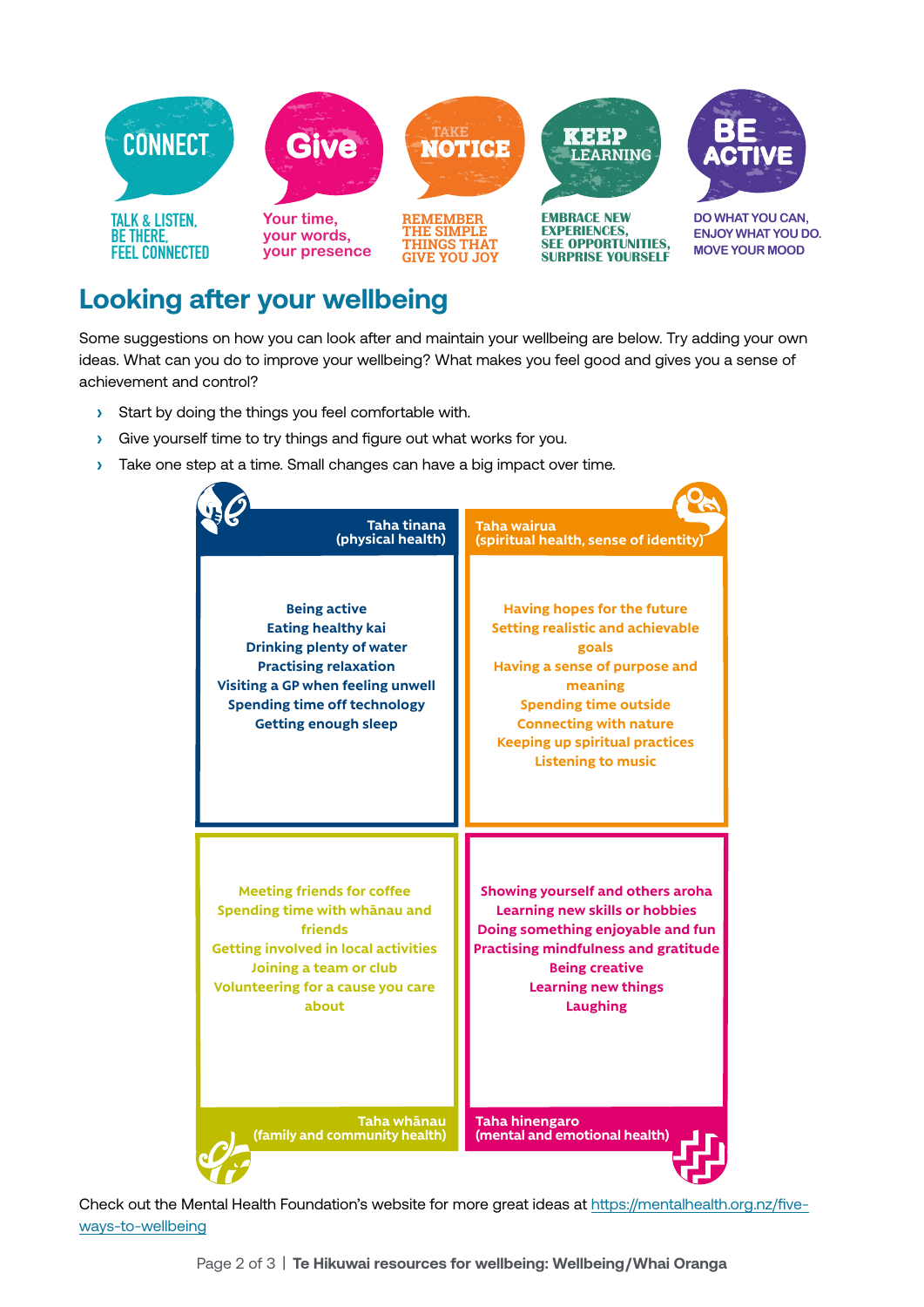**CONNECT**
TALK & LISTEN, BE THERE, FEEL CONNECTED

**Give**
Your time, your words, your presence

**TAKE NOTICE**
REMEMBER THE SIMPLE THINGS THAT GIVE YOU JOY

**KEEP LEARNING**
EMBRACE NEW EXPERIENCES, SEE OPPORTUNITIES, SURPRISE YOURSELF

**BE ACTIVE**
DO WHAT YOU CAN, ENJOY WHAT YOU DO. MOVE YOUR MOOD

## Looking after your wellbeing

Some suggestions on how you can look after and maintain your wellbeing are below. Try adding your own ideas. What can you do to improve your wellbeing? What makes you feel good and gives you a sense of achievement and control?

- Start by doing the things you feel comfortable with.
- Give yourself time to try things and figure out what works for you.
- Take one step at a time. Small changes can have a big impact over time.

**Taha tinana (physical health)**

- Being active
- Eating healthy kai
- Drinking plenty of water
- Practising relaxation
- Visiting a GP when feeling unwell
- Spending time off technology
- Getting enough sleep

**Taha wairua (spiritual health, sense of identity)**

- Having hopes for the future
- Setting realistic and achievable goals
- Having a sense of purpose and meaning
- Spending time outside
- Connecting with nature
- Keeping up spiritual practices
- Listening to music

**Taha whānau (family and community health)**

- Meeting friends for coffee
- Spending time with whānau and friends
- Getting involved in local activities
- Joining a team or club
- Volunteering for a cause you care about

**Taha hinengaro (mental and emotional health)**

- Showing yourself and others aroha
- Learning new skills or hobbies
- Doing something enjoyable and fun
- Practising mindfulness and gratitude
- Being creative
- Learning new things
- Laughing

Check out the Mental Health Foundation's website for more great ideas at https://mentalhealth.org.nz/five-ways-to-wellbeing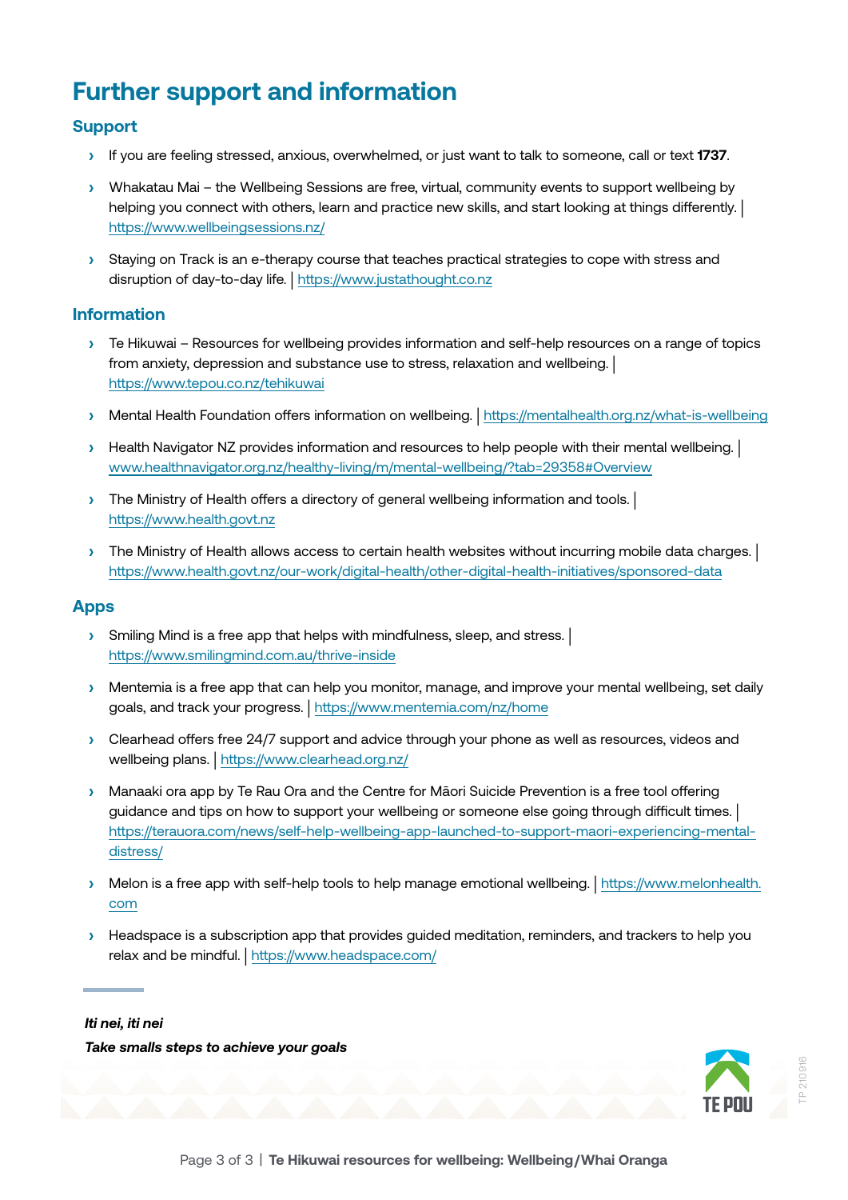# Further support and information

## Support

- If you are feeling stressed, anxious, overwhelmed, or just want to talk to someone, call or text **1737**.
- Whakatau Mai – the Wellbeing Sessions are free, virtual, community events to support wellbeing by helping you connect with others, learn and practice new skills, and start looking at things differently. | https://www.wellbeingsessions.nz/
- Staying on Track is an e-therapy course that teaches practical strategies to cope with stress and disruption of day-to-day life. | https://www.justathought.co.nz

## Information

- Te Hikuwai – Resources for wellbeing provides information and self-help resources on a range of topics from anxiety, depression and substance use to stress, relaxation and wellbeing. | https://www.tepou.co.nz/tehikuwai
- Mental Health Foundation offers information on wellbeing. | https://mentalhealth.org.nz/what-is-wellbeing
- Health Navigator NZ provides information and resources to help people with their mental wellbeing. | www.healthnavigator.org.nz/healthy-living/m/mental-wellbeing/?tab=29358#Overview
- The Ministry of Health offers a directory of general wellbeing information and tools. | https://www.health.govt.nz
- The Ministry of Health allows access to certain health websites without incurring mobile data charges. | https://www.health.govt.nz/our-work/digital-health/other-digital-health-initiatives/sponsored-data

## Apps

- Smiling Mind is a free app that helps with mindfulness, sleep, and stress. | https://www.smilingmind.com.au/thrive-inside
- Mentemia is a free app that can help you monitor, manage, and improve your mental wellbeing, set daily goals, and track your progress. | https://www.mentemia.com/nz/home
- Clearhead offers free 24/7 support and advice through your phone as well as resources, videos and wellbeing plans. | https://www.clearhead.org.nz/
- Manaaki ora app by Te Rau Ora and the Centre for Māori Suicide Prevention is a free tool offering guidance and tips on how to support your wellbeing or someone else going through difficult times. | https://terauora.com/news/self-help-wellbeing-app-launched-to-support-maori-experiencing-mental-distress/
- Melon is a free app with self-help tools to help manage emotional wellbeing. | https://www.melonhealth.com
- Headspace is a subscription app that provides guided meditation, reminders, and trackers to help you relax and be mindful. | https://www.headspace.com/

***Iti nei, iti nei***

***Take smalls steps to achieve your goals***

TE POU

TP 210916